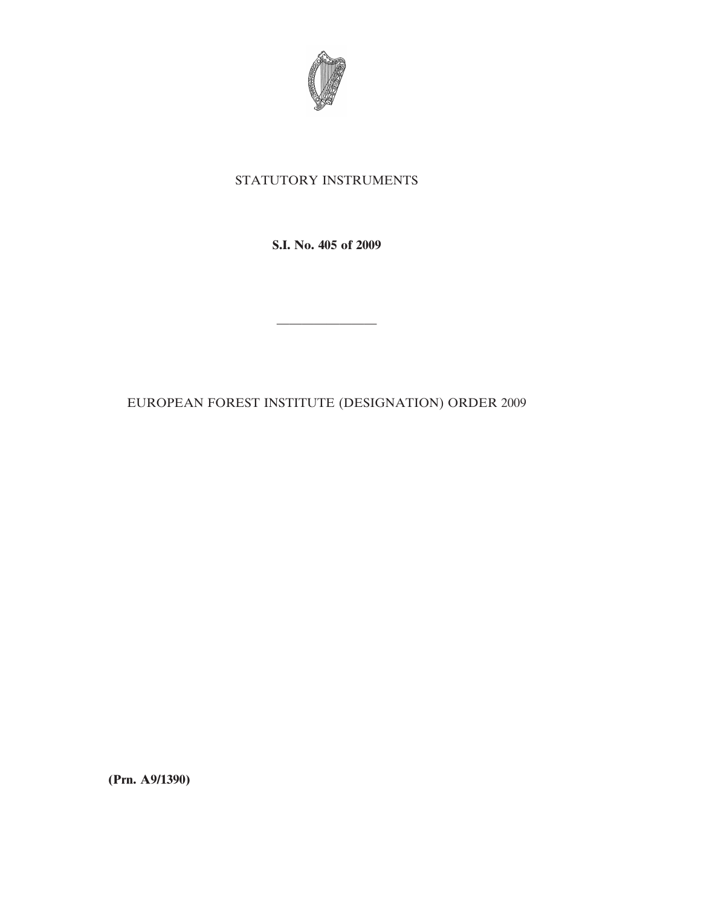STATUTORY INSTRUMENTS

**S.I. No. 405 of 2009**

---

EUROPEAN FOREST INSTITUTE (DESIGNATION) ORDER 2009

**(Prn. A9/1390)**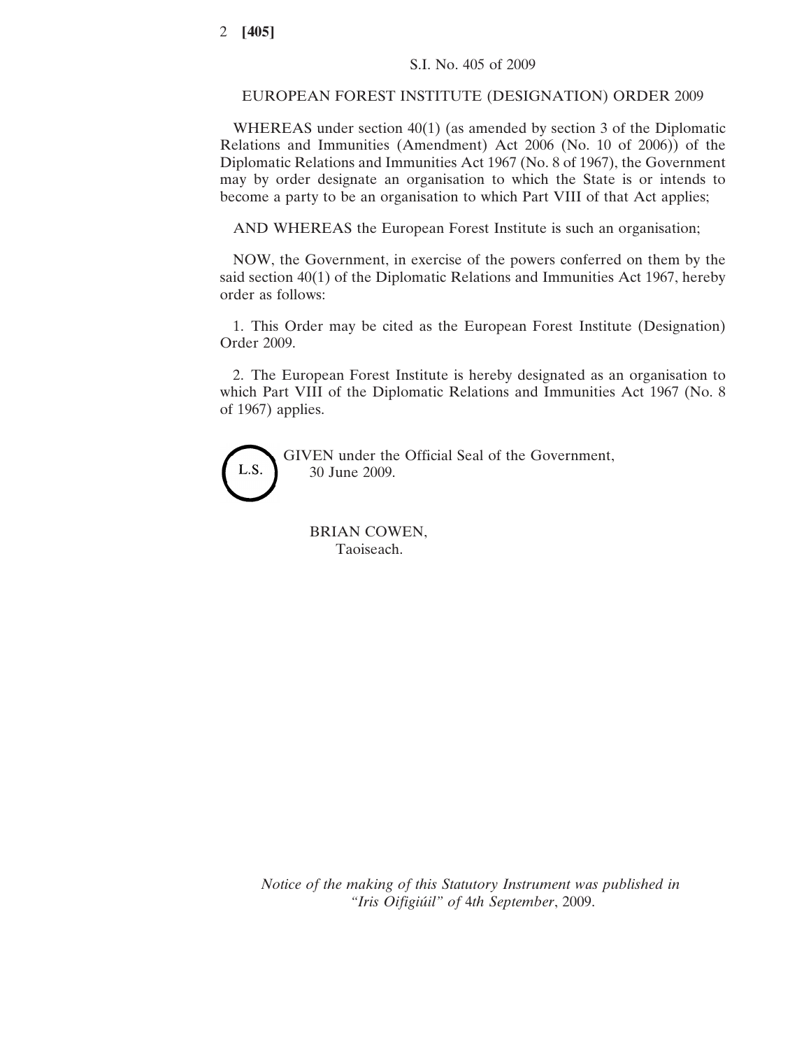S.I. No. 405 of 2009

EUROPEAN FOREST INSTITUTE (DESIGNATION) ORDER 2009

WHEREAS under section 40(1) (as amended by section 3 of the Diplomatic Relations and Immunities (Amendment) Act 2006 (No. 10 of 2006)) of the Diplomatic Relations and Immunities Act 1967 (No. 8 of 1967), the Government may by order designate an organisation to which the State is or intends to become a party to be an organisation to which Part VIII of that Act applies;

AND WHEREAS the European Forest Institute is such an organisation;

NOW, the Government, in exercise of the powers conferred on them by the said section 40(1) of the Diplomatic Relations and Immunities Act 1967, hereby order as follows:

1. This Order may be cited as the European Forest Institute (Designation) Order 2009.

2. The European Forest Institute is hereby designated as an organisation to which Part VIII of the Diplomatic Relations and Immunities Act 1967 (No. 8 of 1967) applies.

L.S.

GIVEN under the Official Seal of the Government,
30 June 2009.

BRIAN COWEN,
Taoiseach.

*Notice of the making of this Statutory Instrument was published in "Iris Oifigiúil" of 4th September, 2009.*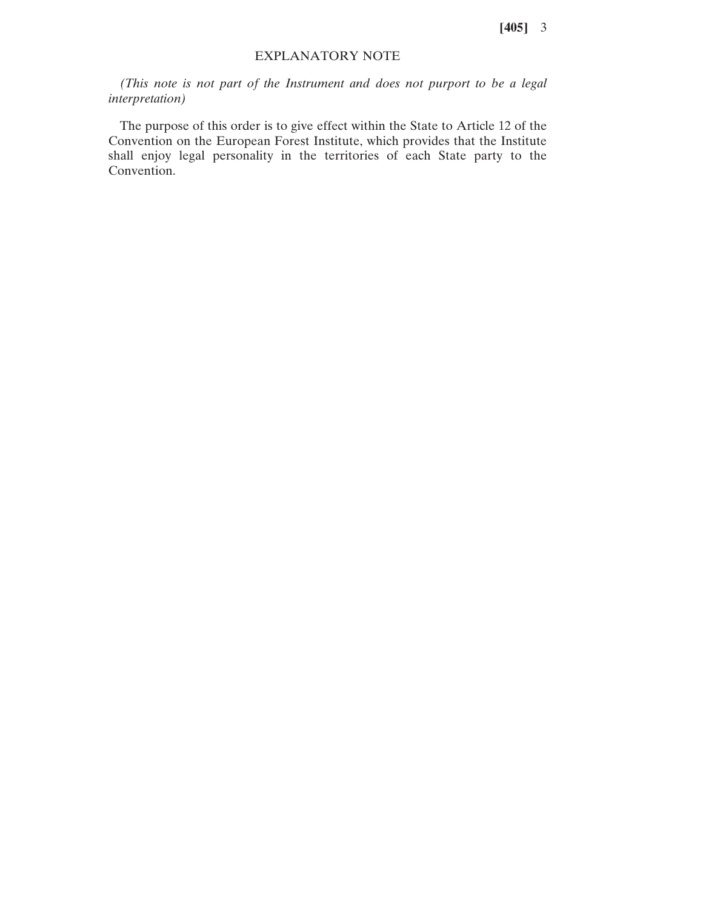## EXPLANATORY NOTE

*(This note is not part of the Instrument and does not purport to be a legal interpretation)*

The purpose of this order is to give effect within the State to Article 12 of the Convention on the European Forest Institute, which provides that the Institute shall enjoy legal personality in the territories of each State party to the Convention.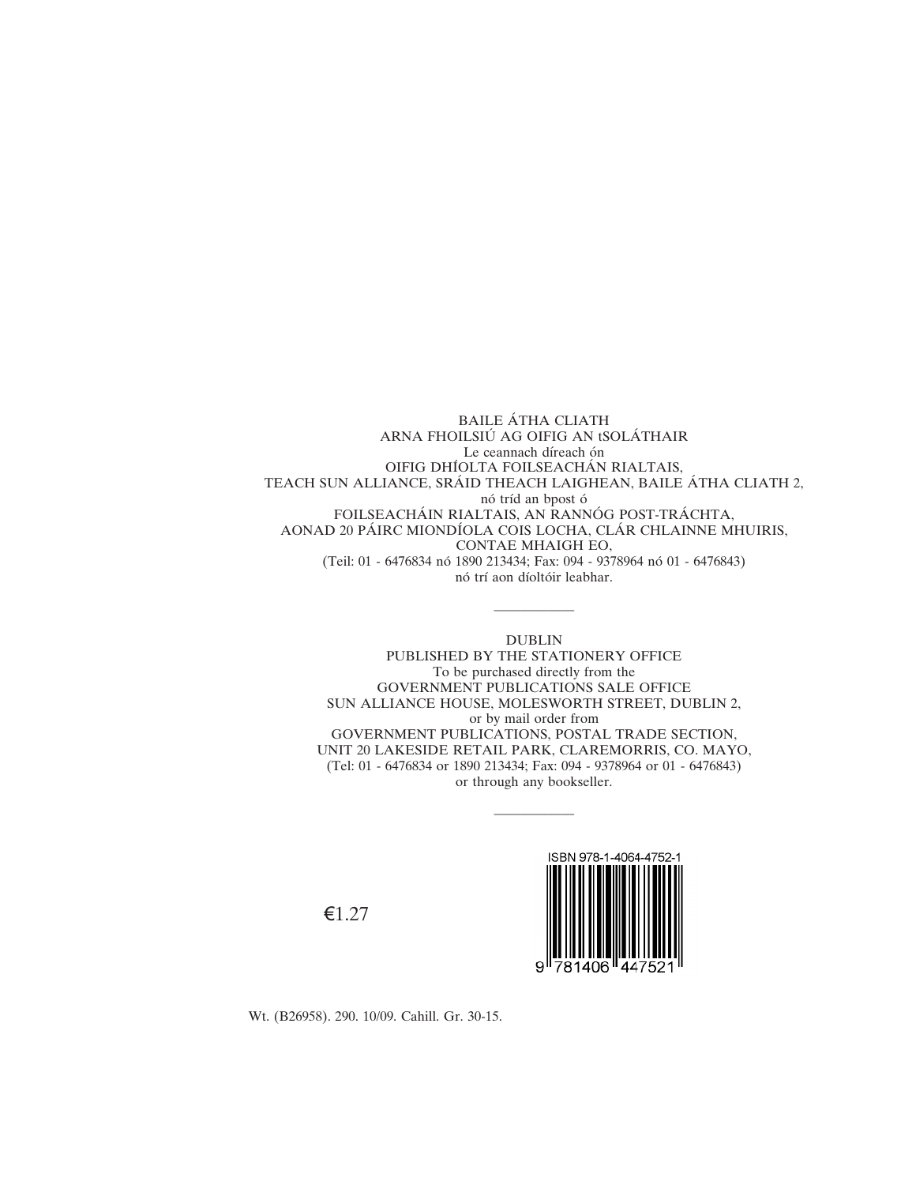BAILE ÁTHA CLIATH
ARNA FHOILSIÚ AG OIFIG AN tSOLÁTHAIR
Le ceannach díreach ón
OIFIG DHÍOLTA FOILSEACHÁN RIALTAIS,
TEACH SUN ALLIANCE, SRÁID THEACH LAIGHEAN, BAILE ÁTHA CLIATH 2,
nó tríd an bpost ó
FOILSEACHÁIN RIALTAIS, AN RANNÓG POST-TRÁCHTA,
AONAD 20 PÁIRC MIONDÍOLA COIS LOCHA, CLÁR CHLAINNE MHUIRIS,
CONTAE MHAIGH EO,
(Teil: 01 - 6476834 nó 1890 213434; Fax: 094 - 9378964 nó 01 - 6476843)
nó trí aon díoltóir leabhar.

---

DUBLIN
PUBLISHED BY THE STATIONERY OFFICE
To be purchased directly from the
GOVERNMENT PUBLICATIONS SALE OFFICE
SUN ALLIANCE HOUSE, MOLESWORTH STREET, DUBLIN 2,
or by mail order from
GOVERNMENT PUBLICATIONS, POSTAL TRADE SECTION,
UNIT 20 LAKESIDE RETAIL PARK, CLAREMORRIS, CO. MAYO,
(Tel: 01 - 6476834 or 1890 213434; Fax: 094 - 9378964 or 01 - 6476843)
or through any bookseller.

---

€1.27

ISBN 978-1-4064-4752-1

9 781406 447521

Wt. (B26958). 290. 10/09. Cahill. Gr. 30-15.